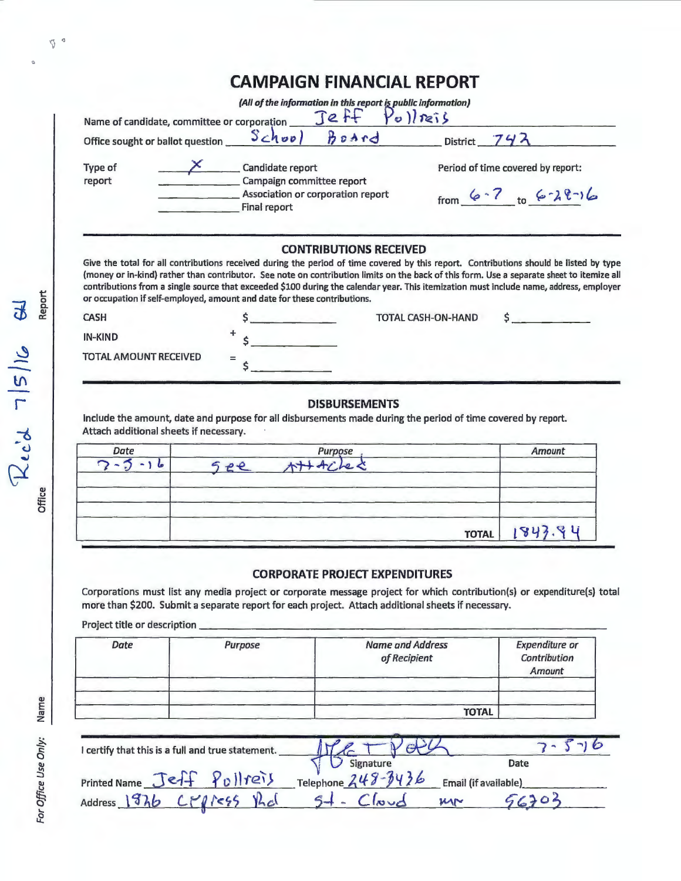# CAMPAIGN FINANCIAL REPORT

*(All of the information in this report is public information)*

Name of candidate, committee or corporation: Jeff Pollreis

Office sought or ballot question: School Board   District: 742

Type of report:
- X Candidate report
- Campaign committee report
- Association or corporation report
- Final report

Period of time covered by report: from 6-7 to 6-28-16

## CONTRIBUTIONS RECEIVED

Give the total for all contributions received during the period of time covered by this report. Contributions should be listed by type (money or in-kind) rather than contributor. See note on contribution limits on the back of this form. Use a separate sheet to itemize all contributions from a single source that exceeded $100 during the calendar year. This itemization must include name, address, employer or occupation if self-employed, amount and date for these contributions.

CASH $ ______   TOTAL CASH-ON-HAND $ ______

IN-KIND + $ ______

TOTAL AMOUNT RECEIVED = $ ______

## DISBURSEMENTS

Include the amount, date and purpose for all disbursements made during the period of time covered by report. Attach additional sheets if necessary.

| Date | Purpose | Amount |
|---|---|---|
| 7-5-16 | See Attached | |
| | | |
| | | |
| | TOTAL | 1843.94 |

## CORPORATE PROJECT EXPENDITURES

Corporations must list any media project or corporate message project for which contribution(s) or expenditure(s) total more than $200. Submit a separate report for each project. Attach additional sheets if necessary.

Project title or description ______

| Date | Purpose | Name and Address of Recipient | Expenditure or Contribution Amount |
|---|---|---|---|
| | | | |
| | | | |
| | | TOTAL | |

I certify that this is a full and true statement. [Signature]   Date: 7-5-16

Printed Name: Jeff Pollreis   Telephone: 248-3436   Email (if available): ______

Address: 1976 Cypress Rd   St. Cloud   MN   56303

*For Office Use Only:* Name ______ Office ______ Report: Rec'd 7/5/16 [initials]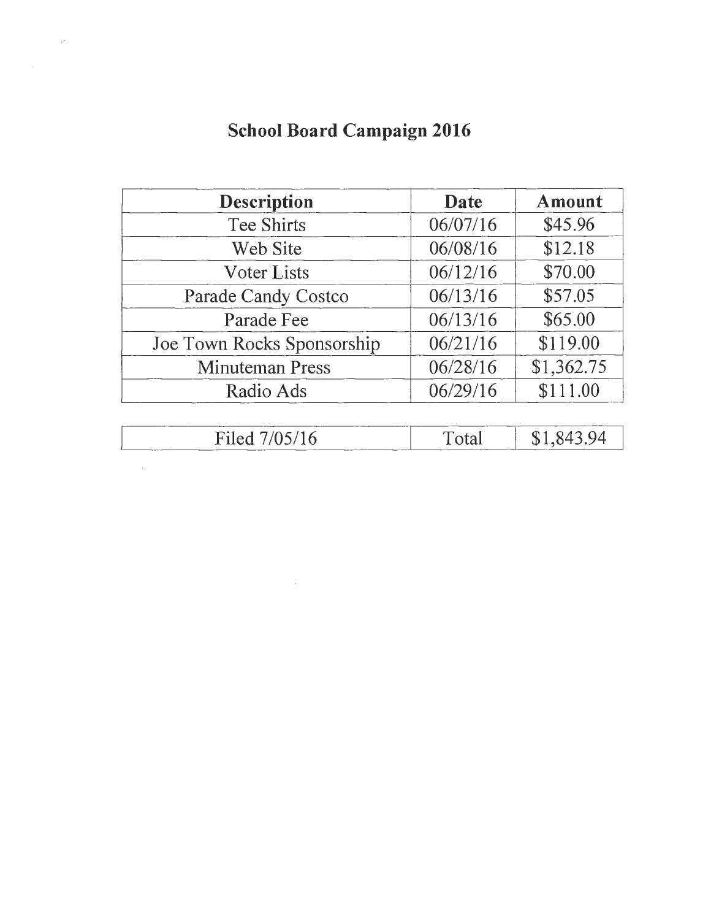# School Board Campaign 2016

| Description | Date | Amount |
| --- | --- | --- |
| Tee Shirts | 06/07/16 | $45.96 |
| Web Site | 06/08/16 | $12.18 |
| Voter Lists | 06/12/16 | $70.00 |
| Parade Candy Costco | 06/13/16 | $57.05 |
| Parade Fee | 06/13/16 | $65.00 |
| Joe Town Rocks Sponsorship | 06/21/16 | $119.00 |
| Minuteman Press | 06/28/16 | $1,362.75 |
| Radio Ads | 06/29/16 | $111.00 |

| | | |
| --- | --- | --- |
| Filed 7/05/16 | Total | $1,843.94 |